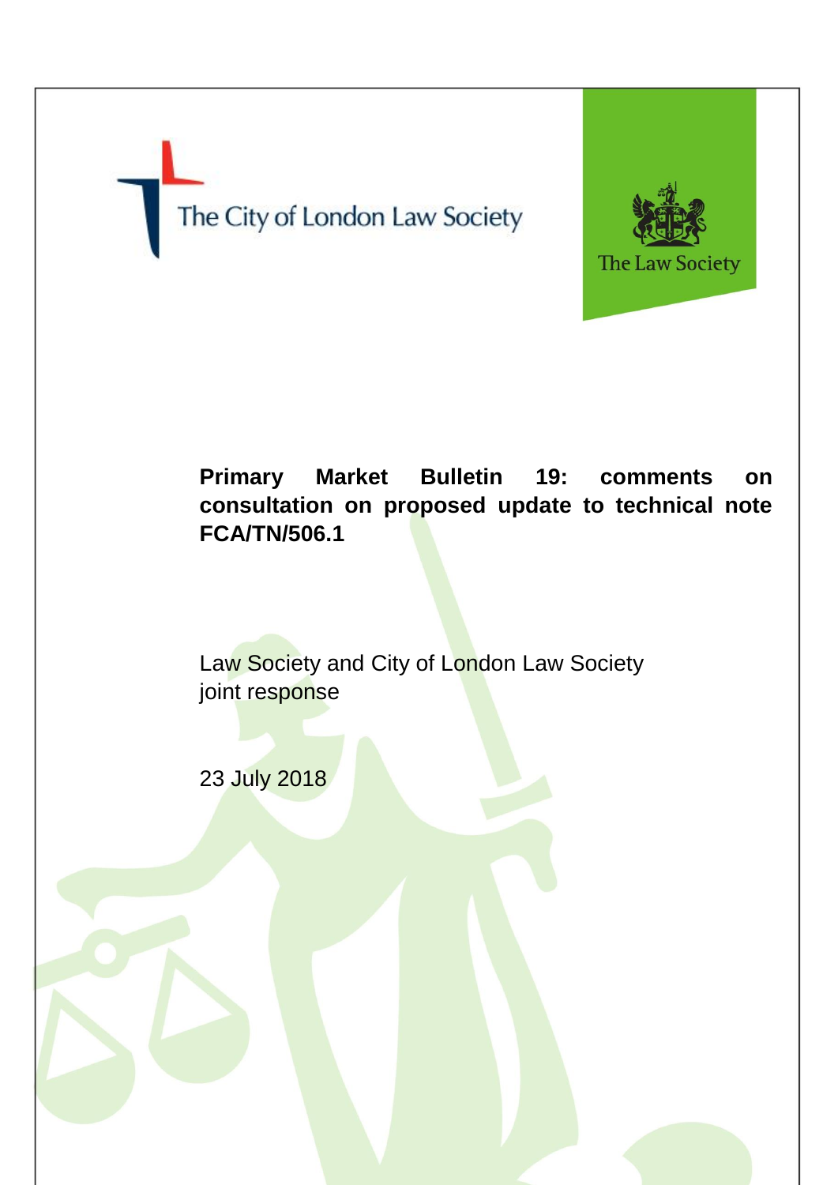The City of London Law Society

The Law Society

# Primary Market Bulletin 19: comments on consultation on proposed update to technical note FCA/TN/506.1

Law Society and City of London Law Society joint response

23 July 2018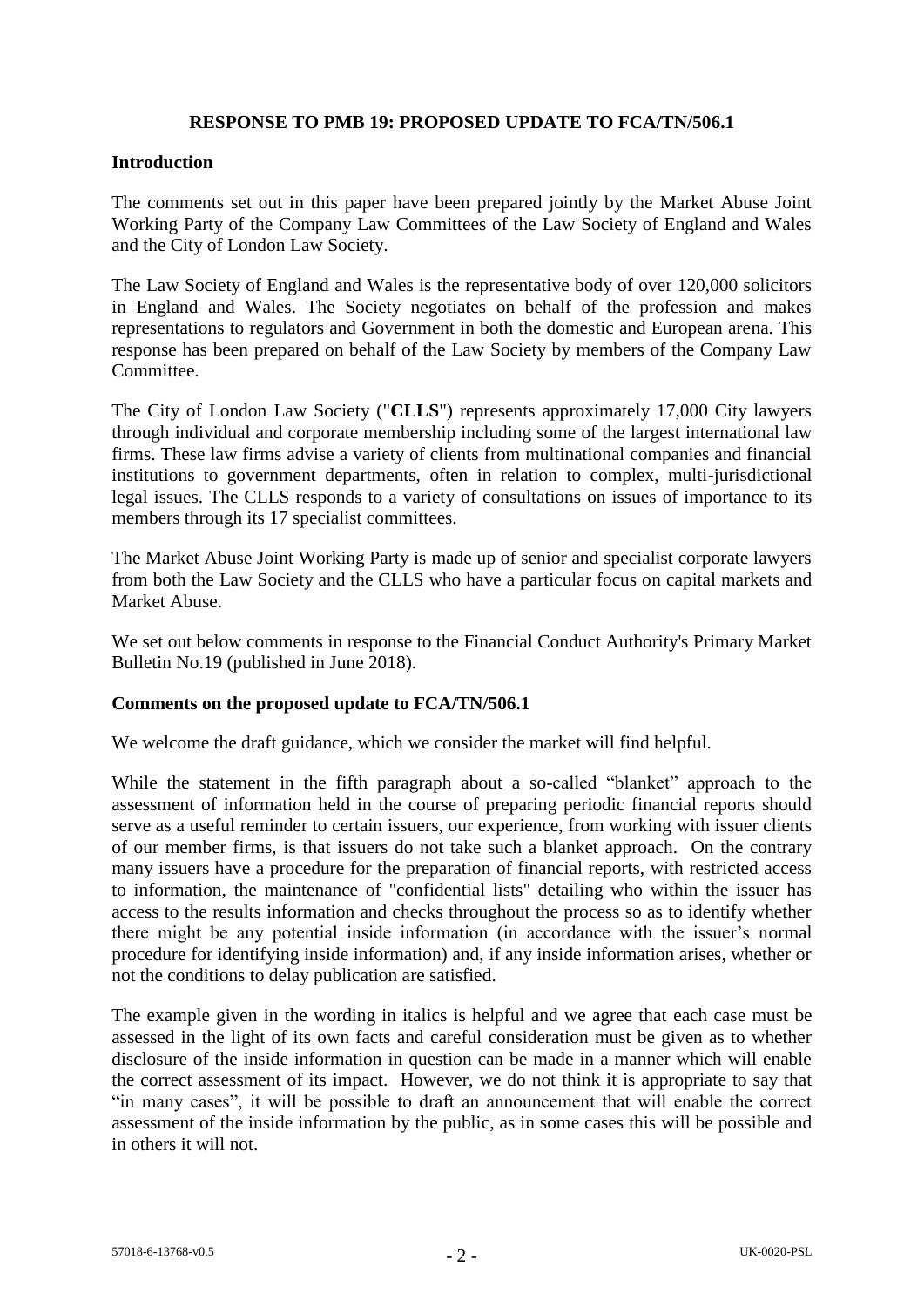**RESPONSE TO PMB 19: PROPOSED UPDATE TO FCA/TN/506.1**

**Introduction**

The comments set out in this paper have been prepared jointly by the Market Abuse Joint Working Party of the Company Law Committees of the Law Society of England and Wales and the City of London Law Society.

The Law Society of England and Wales is the representative body of over 120,000 solicitors in England and Wales. The Society negotiates on behalf of the profession and makes representations to regulators and Government in both the domestic and European arena. This response has been prepared on behalf of the Law Society by members of the Company Law Committee.

The City of London Law Society ("**CLLS**") represents approximately 17,000 City lawyers through individual and corporate membership including some of the largest international law firms. These law firms advise a variety of clients from multinational companies and financial institutions to government departments, often in relation to complex, multi-jurisdictional legal issues. The CLLS responds to a variety of consultations on issues of importance to its members through its 17 specialist committees.

The Market Abuse Joint Working Party is made up of senior and specialist corporate lawyers from both the Law Society and the CLLS who have a particular focus on capital markets and Market Abuse.

We set out below comments in response to the Financial Conduct Authority's Primary Market Bulletin No.19 (published in June 2018).

**Comments on the proposed update to FCA/TN/506.1**

We welcome the draft guidance, which we consider the market will find helpful.

While the statement in the fifth paragraph about a so-called "blanket" approach to the assessment of information held in the course of preparing periodic financial reports should serve as a useful reminder to certain issuers, our experience, from working with issuer clients of our member firms, is that issuers do not take such a blanket approach. On the contrary many issuers have a procedure for the preparation of financial reports, with restricted access to information, the maintenance of "confidential lists" detailing who within the issuer has access to the results information and checks throughout the process so as to identify whether there might be any potential inside information (in accordance with the issuer's normal procedure for identifying inside information) and, if any inside information arises, whether or not the conditions to delay publication are satisfied.

The example given in the wording in italics is helpful and we agree that each case must be assessed in the light of its own facts and careful consideration must be given as to whether disclosure of the inside information in question can be made in a manner which will enable the correct assessment of its impact. However, we do not think it is appropriate to say that "in many cases", it will be possible to draft an announcement that will enable the correct assessment of the inside information by the public, as in some cases this will be possible and in others it will not.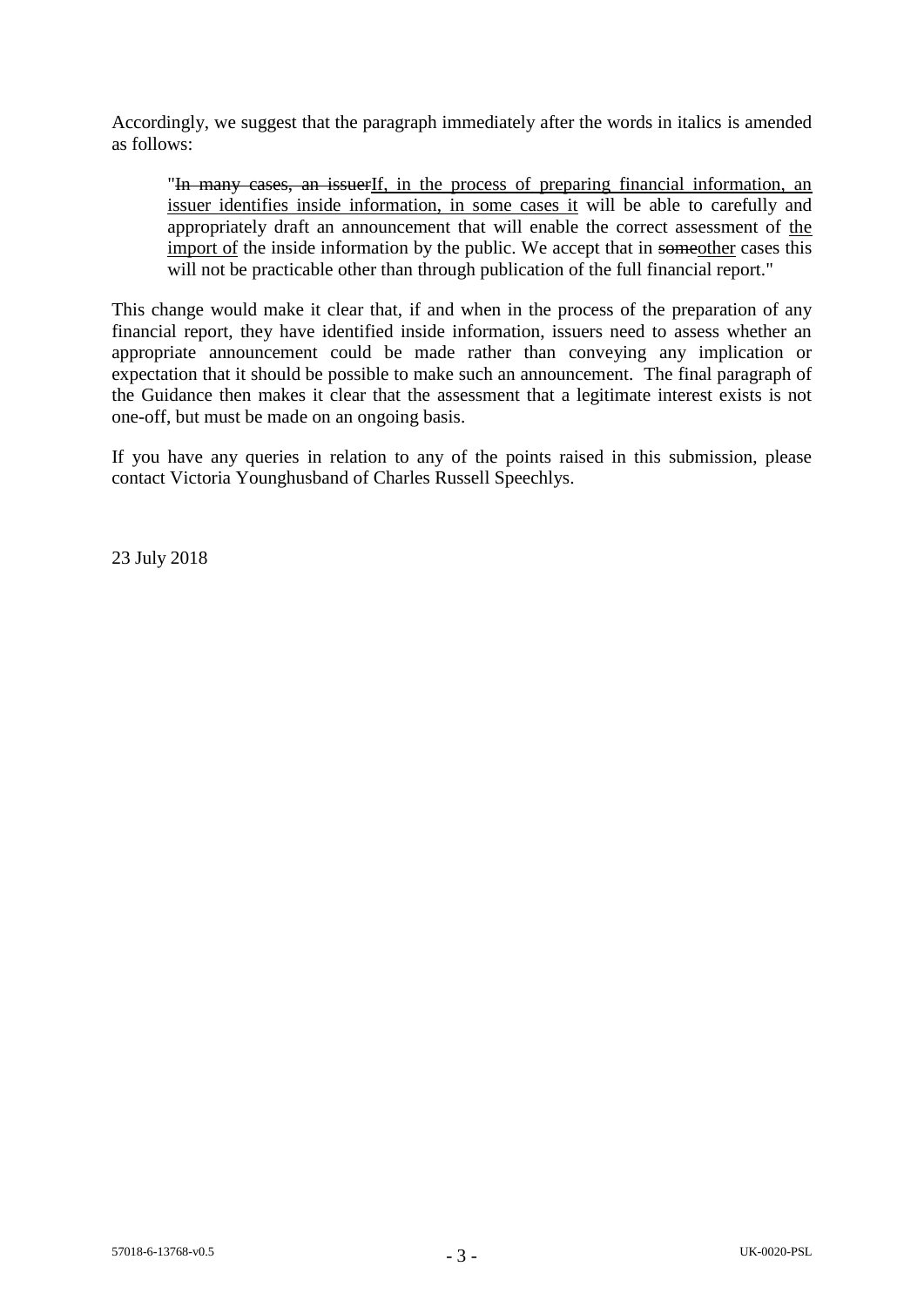Accordingly, we suggest that the paragraph immediately after the words in italics is amended as follows:

> "~~In many cases, an issuer~~<u>If, in the process of preparing financial information, an issuer identifies inside information, in some cases it</u> will be able to carefully and appropriately draft an announcement that will enable the correct assessment of <u>the import of</u> the inside information by the public. We accept that in ~~some~~<u>other</u> cases this will not be practicable other than through publication of the full financial report."

This change would make it clear that, if and when in the process of the preparation of any financial report, they have identified inside information, issuers need to assess whether an appropriate announcement could be made rather than conveying any implication or expectation that it should be possible to make such an announcement. The final paragraph of the Guidance then makes it clear that the assessment that a legitimate interest exists is not one-off, but must be made on an ongoing basis.

If you have any queries in relation to any of the points raised in this submission, please contact Victoria Younghusband of Charles Russell Speechlys.

23 July 2018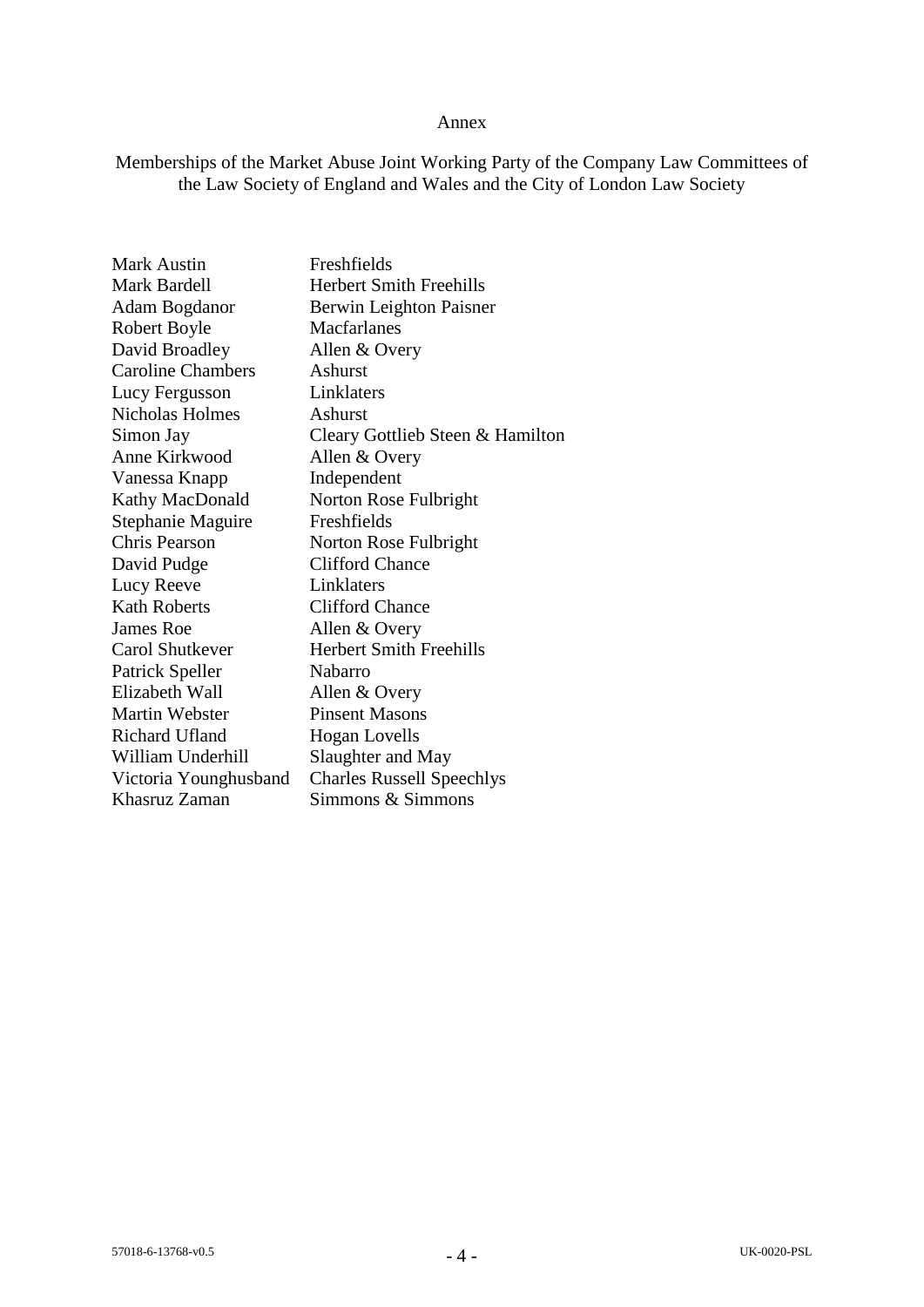Annex

Memberships of the Market Abuse Joint Working Party of the Company Law Committees of the Law Society of England and Wales and the City of London Law Society

| | |
|---|---|
| Mark Austin | Freshfields |
| Mark Bardell | Herbert Smith Freehills |
| Adam Bogdanor | Berwin Leighton Paisner |
| Robert Boyle | Macfarlanes |
| David Broadley | Allen & Overy |
| Caroline Chambers | Ashurst |
| Lucy Fergusson | Linklaters |
| Nicholas Holmes | Ashurst |
| Simon Jay | Cleary Gottlieb Steen & Hamilton |
| Anne Kirkwood | Allen & Overy |
| Vanessa Knapp | Independent |
| Kathy MacDonald | Norton Rose Fulbright |
| Stephanie Maguire | Freshfields |
| Chris Pearson | Norton Rose Fulbright |
| David Pudge | Clifford Chance |
| Lucy Reeve | Linklaters |
| Kath Roberts | Clifford Chance |
| James Roe | Allen & Overy |
| Carol Shutkever | Herbert Smith Freehills |
| Patrick Speller | Nabarro |
| Elizabeth Wall | Allen & Overy |
| Martin Webster | Pinsent Masons |
| Richard Ufland | Hogan Lovells |
| William Underhill | Slaughter and May |
| Victoria Younghusband | Charles Russell Speechlys |
| Khasruz Zaman | Simmons & Simmons |